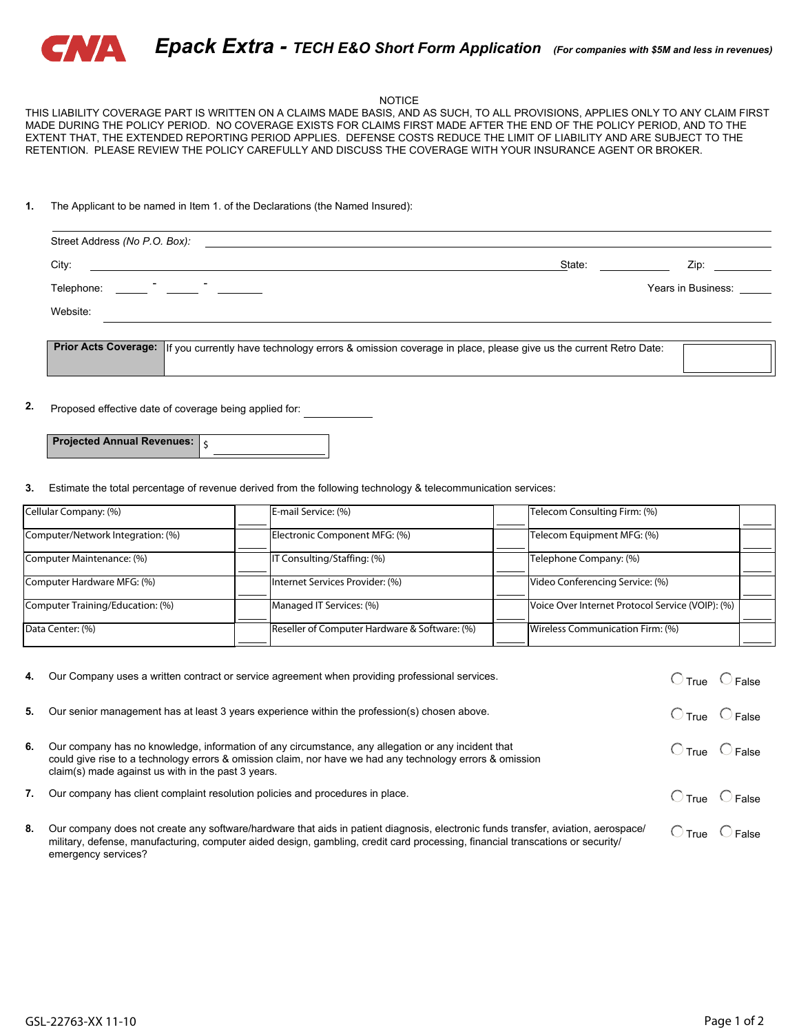# CNA Epack Extra - TECH E&O Short Form Application *(For companies with $5M and less in revenues)*

NOTICE

THIS LIABILITY COVERAGE PART IS WRITTEN ON A CLAIMS MADE BASIS, AND AS SUCH, TO ALL PROVISIONS, APPLIES ONLY TO ANY CLAIM FIRST MADE DURING THE POLICY PERIOD. NO COVERAGE EXISTS FOR CLAIMS FIRST MADE AFTER THE END OF THE POLICY PERIOD, AND TO THE EXTENT THAT, THE EXTENDED REPORTING PERIOD APPLIES. DEFENSE COSTS REDUCE THE LIMIT OF LIABILITY AND ARE SUBJECT TO THE RETENTION. PLEASE REVIEW THE POLICY CAREFULLY AND DISCUSS THE COVERAGE WITH YOUR INSURANCE AGENT OR BROKER.

**1.** The Applicant to be named in Item 1. of the Declarations (the Named Insured): ____________________

Street Address *(No P.O. Box)*: ____________________

City: ____________________ State: __________ Zip: __________

Telephone: _____ - _____ - _______ Years in Business: _____

Website: ____________________

| **Prior Acts Coverage:** | If you currently have technology errors & omission coverage in place, please give us the current Retro Date: | |
|---|---|---|

**2.** Proposed effective date of coverage being applied for: __________

| **Projected Annual Revenues:** | $ |
|---|---|

**3.** Estimate the total percentage of revenue derived from the following technology & telecommunication services:

| | | | | | |
|---|---|---|---|---|---|
| Cellular Company: (%) | | E-mail Service: (%) | | Telecom Consulting Firm: (%) | |
| Computer/Network Integration: (%) | | Electronic Component MFG: (%) | | Telecom Equipment MFG: (%) | |
| Computer Maintenance: (%) | | IT Consulting/Staffing: (%) | | Telephone Company: (%) | |
| Computer Hardware MFG: (%) | | Internet Services Provider: (%) | | Video Conferencing Service: (%) | |
| Computer Training/Education: (%) | | Managed IT Services: (%) | | Voice Over Internet Protocol Service (VOIP): (%) | |
| Data Center: (%) | | Reseller of Computer Hardware & Software: (%) | | Wireless Communication Firm: (%) | |

**4.** Our Company uses a written contract or service agreement when providing professional services. ◯ True ◯ False

**5.** Our senior management has at least 3 years experience within the profession(s) chosen above. ◯ True ◯ False

**6.** Our company has no knowledge, information of any circumstance, any allegation or any incident that could give rise to a technology errors & omission claim, nor have we had any technology errors & omission claim(s) made against us with in the past 3 years. ◯ True ◯ False

**7.** Our company has client complaint resolution policies and procedures in place. ◯ True ◯ False

**8.** Our company does not create any software/hardware that aids in patient diagnosis, electronic funds transfer, aviation, aerospace/ military, defense, manufacturing, computer aided design, gambling, credit card processing, financial transcations or security/ emergency services? ◯ True ◯ False

GSL-22763-XX 11-10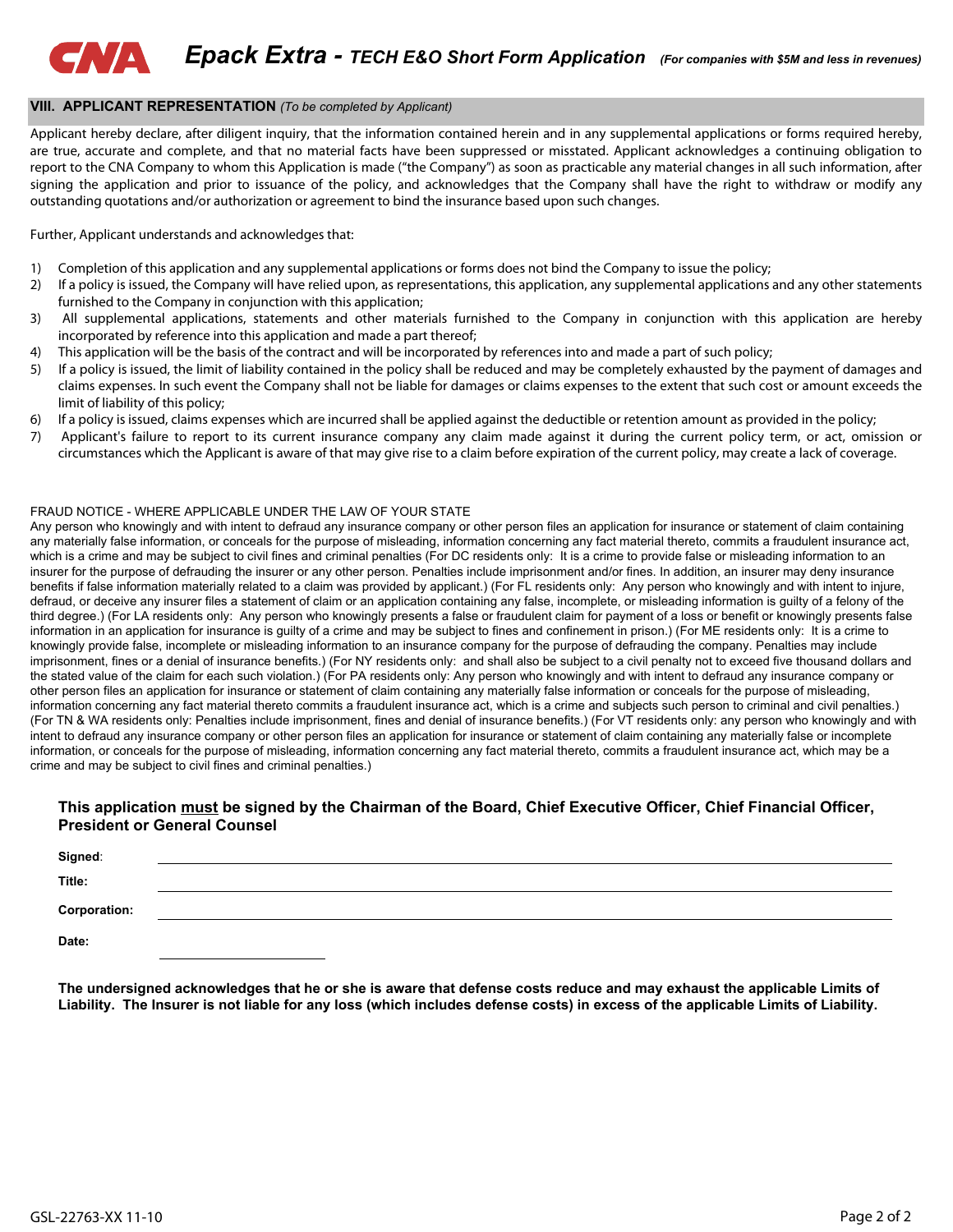**CNA** *Epack Extra - TECH E&O Short Form Application* *(For companies with $5M and less in revenues)*

## VIII. APPLICANT REPRESENTATION *(To be completed by Applicant)*

Applicant hereby declare, after diligent inquiry, that the information contained herein and in any supplemental applications or forms required hereby, are true, accurate and complete, and that no material facts have been suppressed or misstated. Applicant acknowledges a continuing obligation to report to the CNA Company to whom this Application is made ("the Company") as soon as practicable any material changes in all such information, after signing the application and prior to issuance of the policy, and acknowledges that the Company shall have the right to withdraw or modify any outstanding quotations and/or authorization or agreement to bind the insurance based upon such changes.

Further, Applicant understands and acknowledges that:

1) Completion of this application and any supplemental applications or forms does not bind the Company to issue the policy;
2) If a policy is issued, the Company will have relied upon, as representations, this application, any supplemental applications and any other statements furnished to the Company in conjunction with this application;
3) All supplemental applications, statements and other materials furnished to the Company in conjunction with this application are hereby incorporated by reference into this application and made a part thereof;
4) This application will be the basis of the contract and will be incorporated by references into and made a part of such policy;
5) If a policy is issued, the limit of liability contained in the policy shall be reduced and may be completely exhausted by the payment of damages and claims expenses. In such event the Company shall not be liable for damages or claims expenses to the extent that such cost or amount exceeds the limit of liability of this policy;
6) If a policy is issued, claims expenses which are incurred shall be applied against the deductible or retention amount as provided in the policy;
7) Applicant's failure to report to its current insurance company any claim made against it during the current policy term, or act, omission or circumstances which the Applicant is aware of that may give rise to a claim before expiration of the current policy, may create a lack of coverage.

FRAUD NOTICE - WHERE APPLICABLE UNDER THE LAW OF YOUR STATE

Any person who knowingly and with intent to defraud any insurance company or other person files an application for insurance or statement of claim containing any materially false information, or conceals for the purpose of misleading, information concerning any fact material thereto, commits a fraudulent insurance act, which is a crime and may be subject to civil fines and criminal penalties (For DC residents only: It is a crime to provide false or misleading information to an insurer for the purpose of defrauding the insurer or any other person. Penalties include imprisonment and/or fines. In addition, an insurer may deny insurance benefits if false information materially related to a claim was provided by applicant.) (For FL residents only: Any person who knowingly and with intent to injure, defraud, or deceive any insurer files a statement of claim or an application containing any false, incomplete, or misleading information is guilty of a felony of the third degree.) (For LA residents only: Any person who knowingly presents a false or fraudulent claim for payment of a loss or benefit or knowingly presents false information in an application for insurance is guilty of a crime and may be subject to fines and confinement in prison.) (For ME residents only: It is a crime to knowingly provide false, incomplete or misleading information to an insurance company for the purpose of defrauding the company. Penalties may include imprisonment, fines or a denial of insurance benefits.) (For NY residents only: and shall also be subject to a civil penalty not to exceed five thousand dollars and the stated value of the claim for each such violation.) (For PA residents only: Any person who knowingly and with intent to defraud any insurance company or other person files an application for insurance or statement of claim containing any materially false information or conceals for the purpose of misleading, information concerning any fact material thereto commits a fraudulent insurance act, which is a crime and subjects such person to criminal and civil penalties.) (For TN & WA residents only: Penalties include imprisonment, fines and denial of insurance benefits.) (For VT residents only: any person who knowingly and with intent to defraud any insurance company or other person files an application for insurance or statement of claim containing any materially false or incomplete information, or conceals for the purpose of misleading, information concerning any fact material thereto, commits a fraudulent insurance act, which may be a crime and may be subject to civil fines and criminal penalties.)

**This application must be signed by the Chairman of the Board, Chief Executive Officer, Chief Financial Officer, President or General Counsel**

**Signed**: ______________________________

**Title:** ______________________________

**Corporation:** ______________________________

**Date:** ______________

**The undersigned acknowledges that he or she is aware that defense costs reduce and may exhaust the applicable Limits of Liability. The Insurer is not liable for any loss (which includes defense costs) in excess of the applicable Limits of Liability.**

GSL-22763-XX 11-10